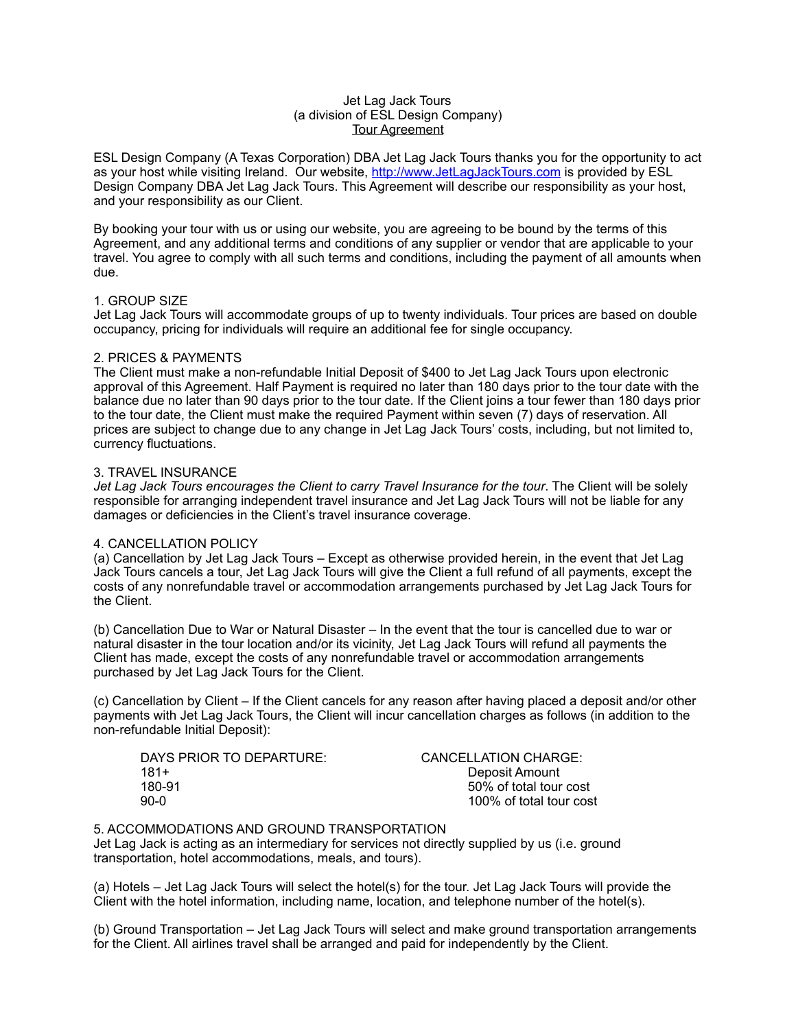# Jet Lag Jack Tours
(a division of ESL Design Company)
<u>Tour Agreement</u>

ESL Design Company (A Texas Corporation) DBA Jet Lag Jack Tours thanks you for the opportunity to act as your host while visiting Ireland. Our website, [http://www.JetLagJackTours.com](http://www.JetLagJackTours.com) is provided by ESL Design Company DBA Jet Lag Jack Tours. This Agreement will describe our responsibility as your host, and your responsibility as our Client.

By booking your tour with us or using our website, you are agreeing to be bound by the terms of this Agreement, and any additional terms and conditions of any supplier or vendor that are applicable to your travel. You agree to comply with all such terms and conditions, including the payment of all amounts when due.

## 1. GROUP SIZE

Jet Lag Jack Tours will accommodate groups of up to twenty individuals. Tour prices are based on double occupancy, pricing for individuals will require an additional fee for single occupancy.

## 2. PRICES & PAYMENTS

The Client must make a non-refundable Initial Deposit of $400 to Jet Lag Jack Tours upon electronic approval of this Agreement. Half Payment is required no later than 180 days prior to the tour date with the balance due no later than 90 days prior to the tour date. If the Client joins a tour fewer than 180 days prior to the tour date, the Client must make the required Payment within seven (7) days of reservation. All prices are subject to change due to any change in Jet Lag Jack Tours' costs, including, but not limited to, currency fluctuations.

## 3. TRAVEL INSURANCE

*Jet Lag Jack Tours encourages the Client to carry Travel Insurance for the tour*. The Client will be solely responsible for arranging independent travel insurance and Jet Lag Jack Tours will not be liable for any damages or deficiencies in the Client's travel insurance coverage.

## 4. CANCELLATION POLICY

(a) Cancellation by Jet Lag Jack Tours – Except as otherwise provided herein, in the event that Jet Lag Jack Tours cancels a tour, Jet Lag Jack Tours will give the Client a full refund of all payments, except the costs of any nonrefundable travel or accommodation arrangements purchased by Jet Lag Jack Tours for the Client.

(b) Cancellation Due to War or Natural Disaster – In the event that the tour is cancelled due to war or natural disaster in the tour location and/or its vicinity, Jet Lag Jack Tours will refund all payments the Client has made, except the costs of any nonrefundable travel or accommodation arrangements purchased by Jet Lag Jack Tours for the Client.

(c) Cancellation by Client – If the Client cancels for any reason after having placed a deposit and/or other payments with Jet Lag Jack Tours, the Client will incur cancellation charges as follows (in addition to the non-refundable Initial Deposit):

| DAYS PRIOR TO DEPARTURE: | CANCELLATION CHARGE: |
| --- | --- |
| 181+ | Deposit Amount |
| 180-91 | 50% of total tour cost |
| 90-0 | 100% of total tour cost |

## 5. ACCOMMODATIONS AND GROUND TRANSPORTATION

Jet Lag Jack is acting as an intermediary for services not directly supplied by us (i.e. ground transportation, hotel accommodations, meals, and tours).

(a) Hotels – Jet Lag Jack Tours will select the hotel(s) for the tour. Jet Lag Jack Tours will provide the Client with the hotel information, including name, location, and telephone number of the hotel(s).

(b) Ground Transportation – Jet Lag Jack Tours will select and make ground transportation arrangements for the Client. All airlines travel shall be arranged and paid for independently by the Client.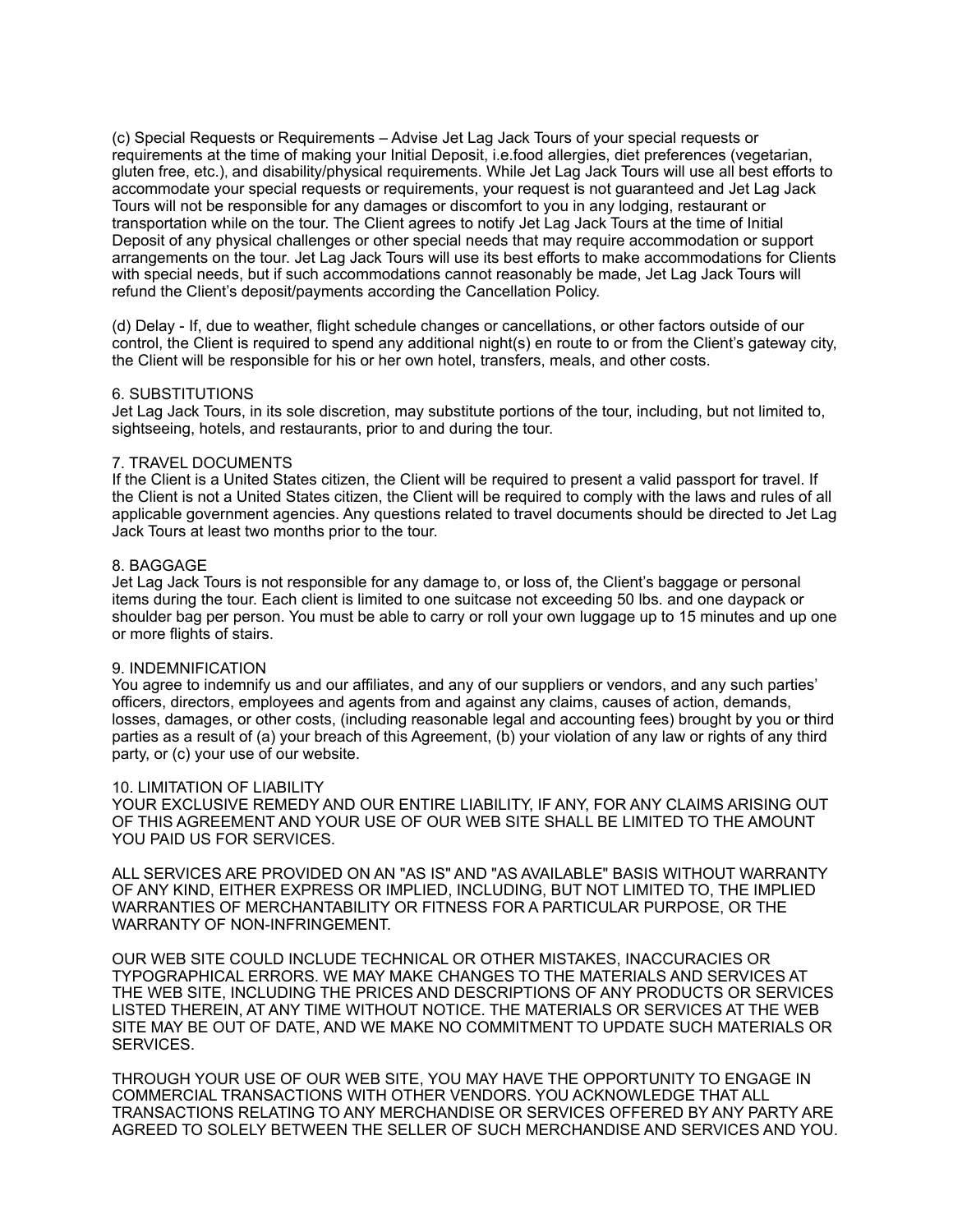(c) Special Requests or Requirements – Advise Jet Lag Jack Tours of your special requests or requirements at the time of making your Initial Deposit, i.e.food allergies, diet preferences (vegetarian, gluten free, etc.), and disability/physical requirements. While Jet Lag Jack Tours will use all best efforts to accommodate your special requests or requirements, your request is not guaranteed and Jet Lag Jack Tours will not be responsible for any damages or discomfort to you in any lodging, restaurant or transportation while on the tour. The Client agrees to notify Jet Lag Jack Tours at the time of Initial Deposit of any physical challenges or other special needs that may require accommodation or support arrangements on the tour. Jet Lag Jack Tours will use its best efforts to make accommodations for Clients with special needs, but if such accommodations cannot reasonably be made, Jet Lag Jack Tours will refund the Client's deposit/payments according the Cancellation Policy.

(d) Delay - If, due to weather, flight schedule changes or cancellations, or other factors outside of our control, the Client is required to spend any additional night(s) en route to or from the Client's gateway city, the Client will be responsible for his or her own hotel, transfers, meals, and other costs.

## 6. SUBSTITUTIONS

Jet Lag Jack Tours, in its sole discretion, may substitute portions of the tour, including, but not limited to, sightseeing, hotels, and restaurants, prior to and during the tour.

## 7. TRAVEL DOCUMENTS

If the Client is a United States citizen, the Client will be required to present a valid passport for travel. If the Client is not a United States citizen, the Client will be required to comply with the laws and rules of all applicable government agencies. Any questions related to travel documents should be directed to Jet Lag Jack Tours at least two months prior to the tour.

## 8. BAGGAGE

Jet Lag Jack Tours is not responsible for any damage to, or loss of, the Client's baggage or personal items during the tour. Each client is limited to one suitcase not exceeding 50 lbs. and one daypack or shoulder bag per person. You must be able to carry or roll your own luggage up to 15 minutes and up one or more flights of stairs.

## 9. INDEMNIFICATION

You agree to indemnify us and our affiliates, and any of our suppliers or vendors, and any such parties' officers, directors, employees and agents from and against any claims, causes of action, demands, losses, damages, or other costs, (including reasonable legal and accounting fees) brought by you or third parties as a result of (a) your breach of this Agreement, (b) your violation of any law or rights of any third party, or (c) your use of our website.

## 10. LIMITATION OF LIABILITY

YOUR EXCLUSIVE REMEDY AND OUR ENTIRE LIABILITY, IF ANY, FOR ANY CLAIMS ARISING OUT OF THIS AGREEMENT AND YOUR USE OF OUR WEB SITE SHALL BE LIMITED TO THE AMOUNT YOU PAID US FOR SERVICES.

ALL SERVICES ARE PROVIDED ON AN "AS IS" AND "AS AVAILABLE" BASIS WITHOUT WARRANTY OF ANY KIND, EITHER EXPRESS OR IMPLIED, INCLUDING, BUT NOT LIMITED TO, THE IMPLIED WARRANTIES OF MERCHANTABILITY OR FITNESS FOR A PARTICULAR PURPOSE, OR THE WARRANTY OF NON-INFRINGEMENT.

OUR WEB SITE COULD INCLUDE TECHNICAL OR OTHER MISTAKES, INACCURACIES OR TYPOGRAPHICAL ERRORS. WE MAY MAKE CHANGES TO THE MATERIALS AND SERVICES AT THE WEB SITE, INCLUDING THE PRICES AND DESCRIPTIONS OF ANY PRODUCTS OR SERVICES LISTED THEREIN, AT ANY TIME WITHOUT NOTICE. THE MATERIALS OR SERVICES AT THE WEB SITE MAY BE OUT OF DATE, AND WE MAKE NO COMMITMENT TO UPDATE SUCH MATERIALS OR SERVICES.

THROUGH YOUR USE OF OUR WEB SITE, YOU MAY HAVE THE OPPORTUNITY TO ENGAGE IN COMMERCIAL TRANSACTIONS WITH OTHER VENDORS. YOU ACKNOWLEDGE THAT ALL TRANSACTIONS RELATING TO ANY MERCHANDISE OR SERVICES OFFERED BY ANY PARTY ARE AGREED TO SOLELY BETWEEN THE SELLER OF SUCH MERCHANDISE AND SERVICES AND YOU.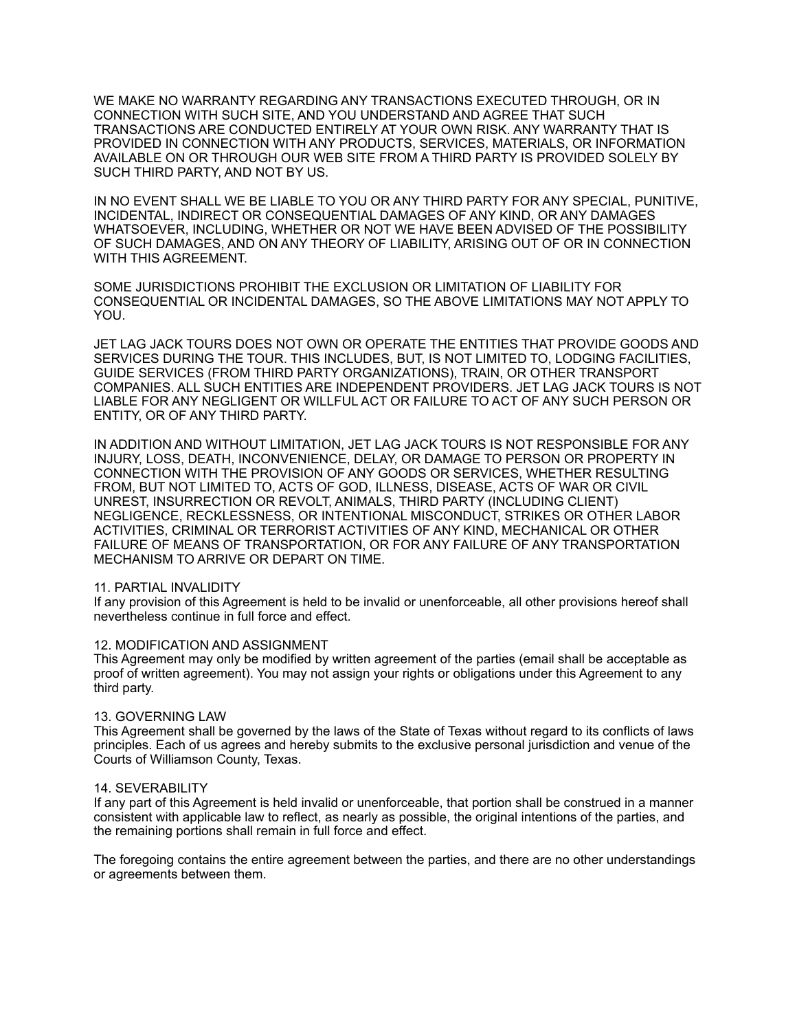WE MAKE NO WARRANTY REGARDING ANY TRANSACTIONS EXECUTED THROUGH, OR IN CONNECTION WITH SUCH SITE, AND YOU UNDERSTAND AND AGREE THAT SUCH TRANSACTIONS ARE CONDUCTED ENTIRELY AT YOUR OWN RISK. ANY WARRANTY THAT IS PROVIDED IN CONNECTION WITH ANY PRODUCTS, SERVICES, MATERIALS, OR INFORMATION AVAILABLE ON OR THROUGH OUR WEB SITE FROM A THIRD PARTY IS PROVIDED SOLELY BY SUCH THIRD PARTY, AND NOT BY US.

IN NO EVENT SHALL WE BE LIABLE TO YOU OR ANY THIRD PARTY FOR ANY SPECIAL, PUNITIVE, INCIDENTAL, INDIRECT OR CONSEQUENTIAL DAMAGES OF ANY KIND, OR ANY DAMAGES WHATSOEVER, INCLUDING, WHETHER OR NOT WE HAVE BEEN ADVISED OF THE POSSIBILITY OF SUCH DAMAGES, AND ON ANY THEORY OF LIABILITY, ARISING OUT OF OR IN CONNECTION WITH THIS AGREEMENT.

SOME JURISDICTIONS PROHIBIT THE EXCLUSION OR LIMITATION OF LIABILITY FOR CONSEQUENTIAL OR INCIDENTAL DAMAGES, SO THE ABOVE LIMITATIONS MAY NOT APPLY TO YOU.

JET LAG JACK TOURS DOES NOT OWN OR OPERATE THE ENTITIES THAT PROVIDE GOODS AND SERVICES DURING THE TOUR. THIS INCLUDES, BUT, IS NOT LIMITED TO, LODGING FACILITIES, GUIDE SERVICES (FROM THIRD PARTY ORGANIZATIONS), TRAIN, OR OTHER TRANSPORT COMPANIES. ALL SUCH ENTITIES ARE INDEPENDENT PROVIDERS. JET LAG JACK TOURS IS NOT LIABLE FOR ANY NEGLIGENT OR WILLFUL ACT OR FAILURE TO ACT OF ANY SUCH PERSON OR ENTITY, OR OF ANY THIRD PARTY.

IN ADDITION AND WITHOUT LIMITATION, JET LAG JACK TOURS IS NOT RESPONSIBLE FOR ANY INJURY, LOSS, DEATH, INCONVENIENCE, DELAY, OR DAMAGE TO PERSON OR PROPERTY IN CONNECTION WITH THE PROVISION OF ANY GOODS OR SERVICES, WHETHER RESULTING FROM, BUT NOT LIMITED TO, ACTS OF GOD, ILLNESS, DISEASE, ACTS OF WAR OR CIVIL UNREST, INSURRECTION OR REVOLT, ANIMALS, THIRD PARTY (INCLUDING CLIENT) NEGLIGENCE, RECKLESSNESS, OR INTENTIONAL MISCONDUCT, STRIKES OR OTHER LABOR ACTIVITIES, CRIMINAL OR TERRORIST ACTIVITIES OF ANY KIND, MECHANICAL OR OTHER FAILURE OF MEANS OF TRANSPORTATION, OR FOR ANY FAILURE OF ANY TRANSPORTATION MECHANISM TO ARRIVE OR DEPART ON TIME.

11. PARTIAL INVALIDITY
If any provision of this Agreement is held to be invalid or unenforceable, all other provisions hereof shall nevertheless continue in full force and effect.

12. MODIFICATION AND ASSIGNMENT
This Agreement may only be modified by written agreement of the parties (email shall be acceptable as proof of written agreement). You may not assign your rights or obligations under this Agreement to any third party.

13. GOVERNING LAW
This Agreement shall be governed by the laws of the State of Texas without regard to its conflicts of laws principles. Each of us agrees and hereby submits to the exclusive personal jurisdiction and venue of the Courts of Williamson County, Texas.

14. SEVERABILITY
If any part of this Agreement is held invalid or unenforceable, that portion shall be construed in a manner consistent with applicable law to reflect, as nearly as possible, the original intentions of the parties, and the remaining portions shall remain in full force and effect.

The foregoing contains the entire agreement between the parties, and there are no other understandings or agreements between them.